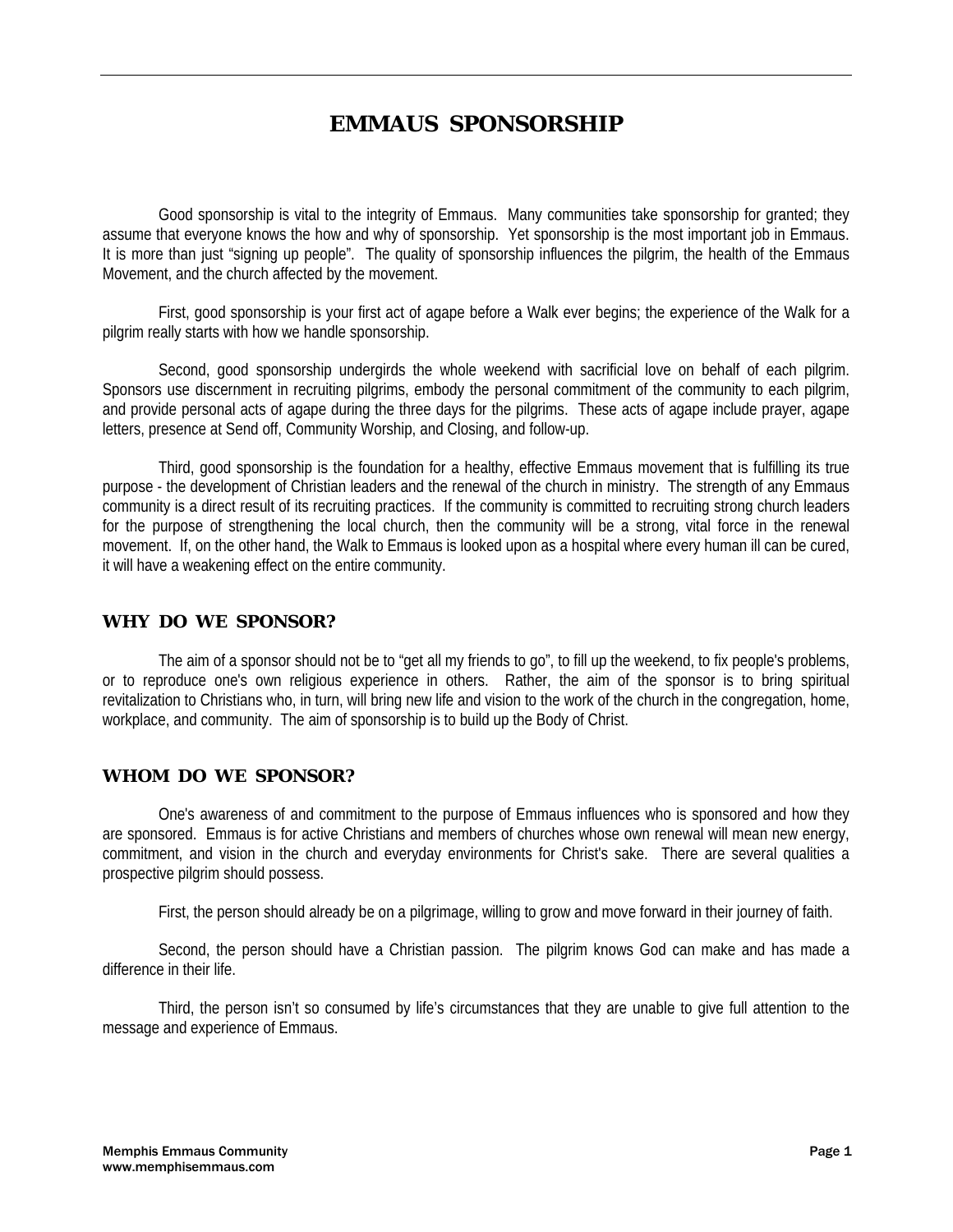# EMMAUS SPONSORSHIP

Good sponsorship is vital to the integrity of Emmaus. Many communities take sponsorship for granted; they assume that everyone knows the how and why of sponsorship. Yet sponsorship is the most important job in Emmaus. It is more than just "signing up people". The quality of sponsorship influences the pilgrim, the health of the Emmaus Movement, and the church affected by the movement.

First, good sponsorship is your first act of agape before a Walk ever begins; the experience of the Walk for a pilgrim really starts with how we handle sponsorship.

Second, good sponsorship undergirds the whole weekend with sacrificial love on behalf of each pilgrim. Sponsors use discernment in recruiting pilgrims, embody the personal commitment of the community to each pilgrim, and provide personal acts of agape during the three days for the pilgrims. These acts of agape include prayer, agape letters, presence at Send off, Community Worship, and Closing, and follow-up.

Third, good sponsorship is the foundation for a healthy, effective Emmaus movement that is fulfilling its true purpose - the development of Christian leaders and the renewal of the church in ministry. The strength of any Emmaus community is a direct result of its recruiting practices. If the community is committed to recruiting strong church leaders for the purpose of strengthening the local church, then the community will be a strong, vital force in the renewal movement. If, on the other hand, the Walk to Emmaus is looked upon as a hospital where every human ill can be cured, it will have a weakening effect on the entire community.

## WHY DO WE SPONSOR?

The aim of a sponsor should not be to "get all my friends to go", to fill up the weekend, to fix people's problems, or to reproduce one's own religious experience in others. Rather, the aim of the sponsor is to bring spiritual revitalization to Christians who, in turn, will bring new life and vision to the work of the church in the congregation, home, workplace, and community. The aim of sponsorship is to build up the Body of Christ.

## WHOM DO WE SPONSOR?

One's awareness of and commitment to the purpose of Emmaus influences who is sponsored and how they are sponsored. Emmaus is for active Christians and members of churches whose own renewal will mean new energy, commitment, and vision in the church and everyday environments for Christ's sake. There are several qualities a prospective pilgrim should possess.

First, the person should already be on a pilgrimage, willing to grow and move forward in their journey of faith.

Second, the person should have a Christian passion. The pilgrim knows God can make and has made a difference in their life.

Third, the person isn't so consumed by life's circumstances that they are unable to give full attention to the message and experience of Emmaus.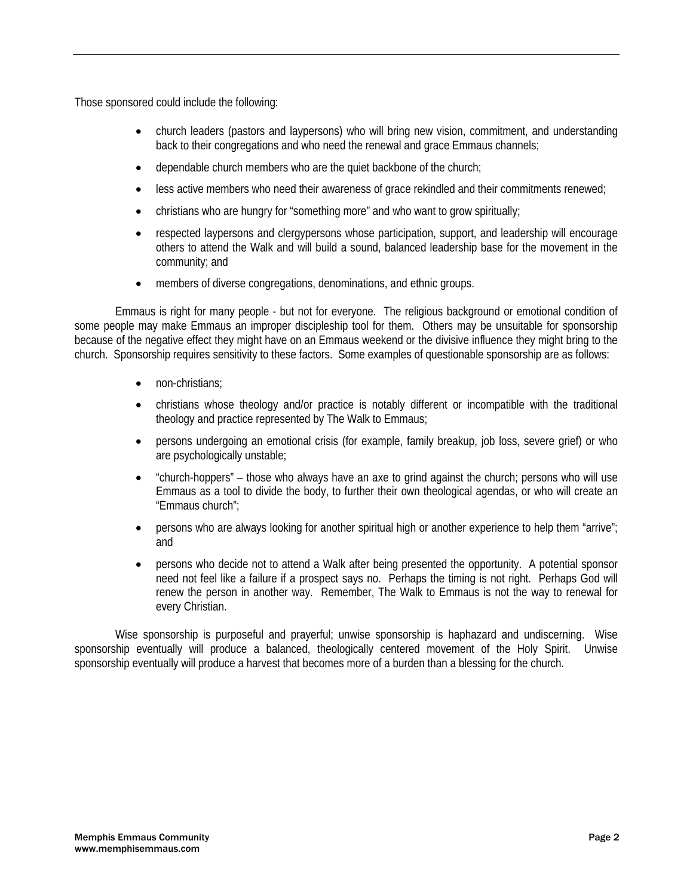Those sponsored could include the following:

- church leaders (pastors and laypersons) who will bring new vision, commitment, and understanding back to their congregations and who need the renewal and grace Emmaus channels;
- dependable church members who are the quiet backbone of the church;
- less active members who need their awareness of grace rekindled and their commitments renewed;
- christians who are hungry for "something more" and who want to grow spiritually;
- respected laypersons and clergypersons whose participation, support, and leadership will encourage others to attend the Walk and will build a sound, balanced leadership base for the movement in the community; and
- members of diverse congregations, denominations, and ethnic groups.

Emmaus is right for many people - but not for everyone. The religious background or emotional condition of some people may make Emmaus an improper discipleship tool for them. Others may be unsuitable for sponsorship because of the negative effect they might have on an Emmaus weekend or the divisive influence they might bring to the church. Sponsorship requires sensitivity to these factors. Some examples of questionable sponsorship are as follows:

- non-christians;
- christians whose theology and/or practice is notably different or incompatible with the traditional theology and practice represented by The Walk to Emmaus;
- persons undergoing an emotional crisis (for example, family breakup, job loss, severe grief) or who are psychologically unstable;
- "church-hoppers" – those who always have an axe to grind against the church; persons who will use Emmaus as a tool to divide the body, to further their own theological agendas, or who will create an "Emmaus church";
- persons who are always looking for another spiritual high or another experience to help them "arrive"; and
- persons who decide not to attend a Walk after being presented the opportunity. A potential sponsor need not feel like a failure if a prospect says no. Perhaps the timing is not right. Perhaps God will renew the person in another way. Remember, The Walk to Emmaus is not the way to renewal for every Christian.

Wise sponsorship is purposeful and prayerful; unwise sponsorship is haphazard and undiscerning. Wise sponsorship eventually will produce a balanced, theologically centered movement of the Holy Spirit. Unwise sponsorship eventually will produce a harvest that becomes more of a burden than a blessing for the church.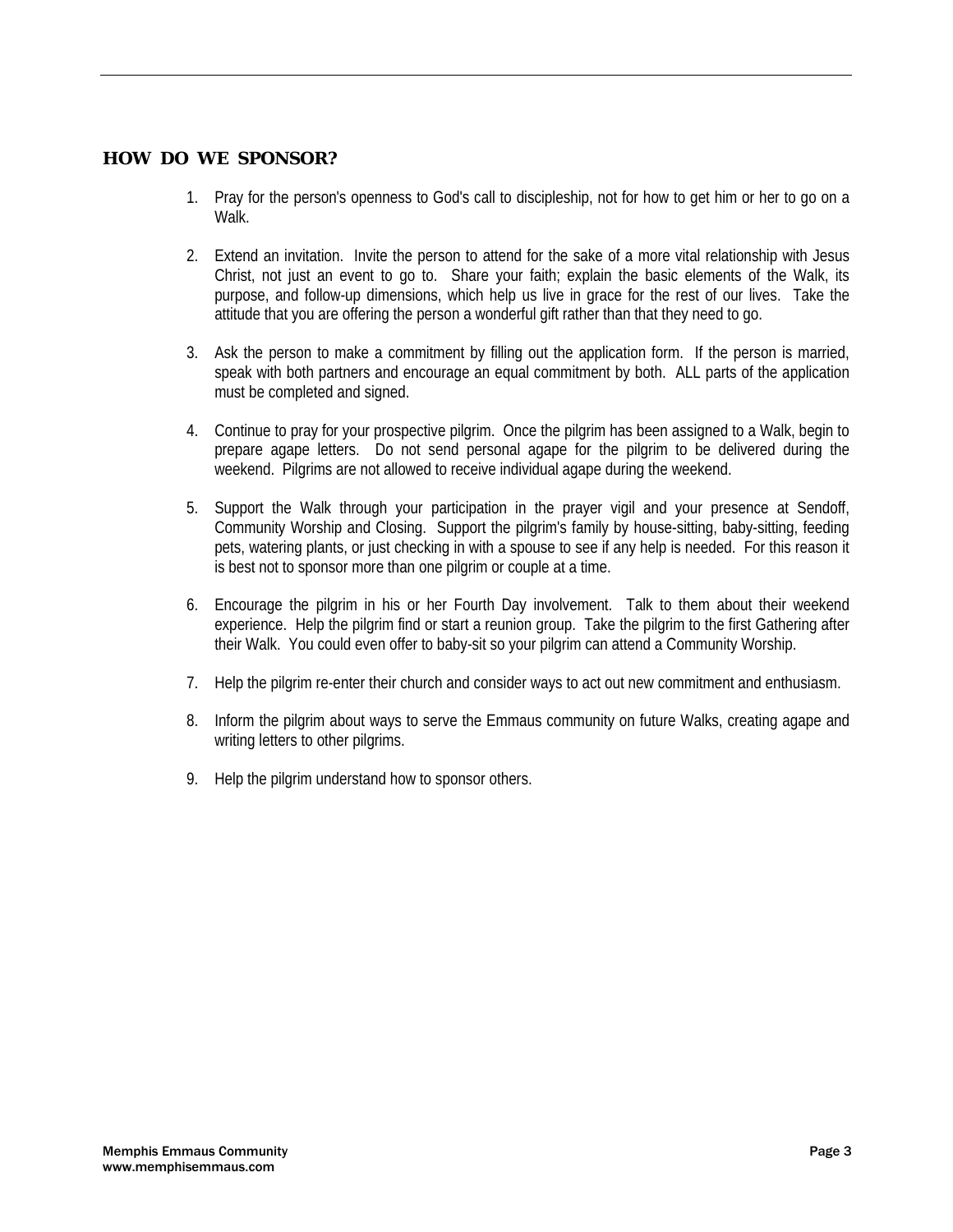## HOW DO WE SPONSOR?

1. Pray for the person's openness to God's call to discipleship, not for how to get him or her to go on a Walk.

2. Extend an invitation. Invite the person to attend for the sake of a more vital relationship with Jesus Christ, not just an event to go to. Share your faith; explain the basic elements of the Walk, its purpose, and follow-up dimensions, which help us live in grace for the rest of our lives. Take the attitude that you are offering the person a wonderful gift rather than that they need to go.

3. Ask the person to make a commitment by filling out the application form. If the person is married, speak with both partners and encourage an equal commitment by both. ALL parts of the application must be completed and signed.

4. Continue to pray for your prospective pilgrim. Once the pilgrim has been assigned to a Walk, begin to prepare agape letters. Do not send personal agape for the pilgrim to be delivered during the weekend. Pilgrims are not allowed to receive individual agape during the weekend.

5. Support the Walk through your participation in the prayer vigil and your presence at Sendoff, Community Worship and Closing. Support the pilgrim's family by house-sitting, baby-sitting, feeding pets, watering plants, or just checking in with a spouse to see if any help is needed. For this reason it is best not to sponsor more than one pilgrim or couple at a time.

6. Encourage the pilgrim in his or her Fourth Day involvement. Talk to them about their weekend experience. Help the pilgrim find or start a reunion group. Take the pilgrim to the first Gathering after their Walk. You could even offer to baby-sit so your pilgrim can attend a Community Worship.

7. Help the pilgrim re-enter their church and consider ways to act out new commitment and enthusiasm.

8. Inform the pilgrim about ways to serve the Emmaus community on future Walks, creating agape and writing letters to other pilgrims.

9. Help the pilgrim understand how to sponsor others.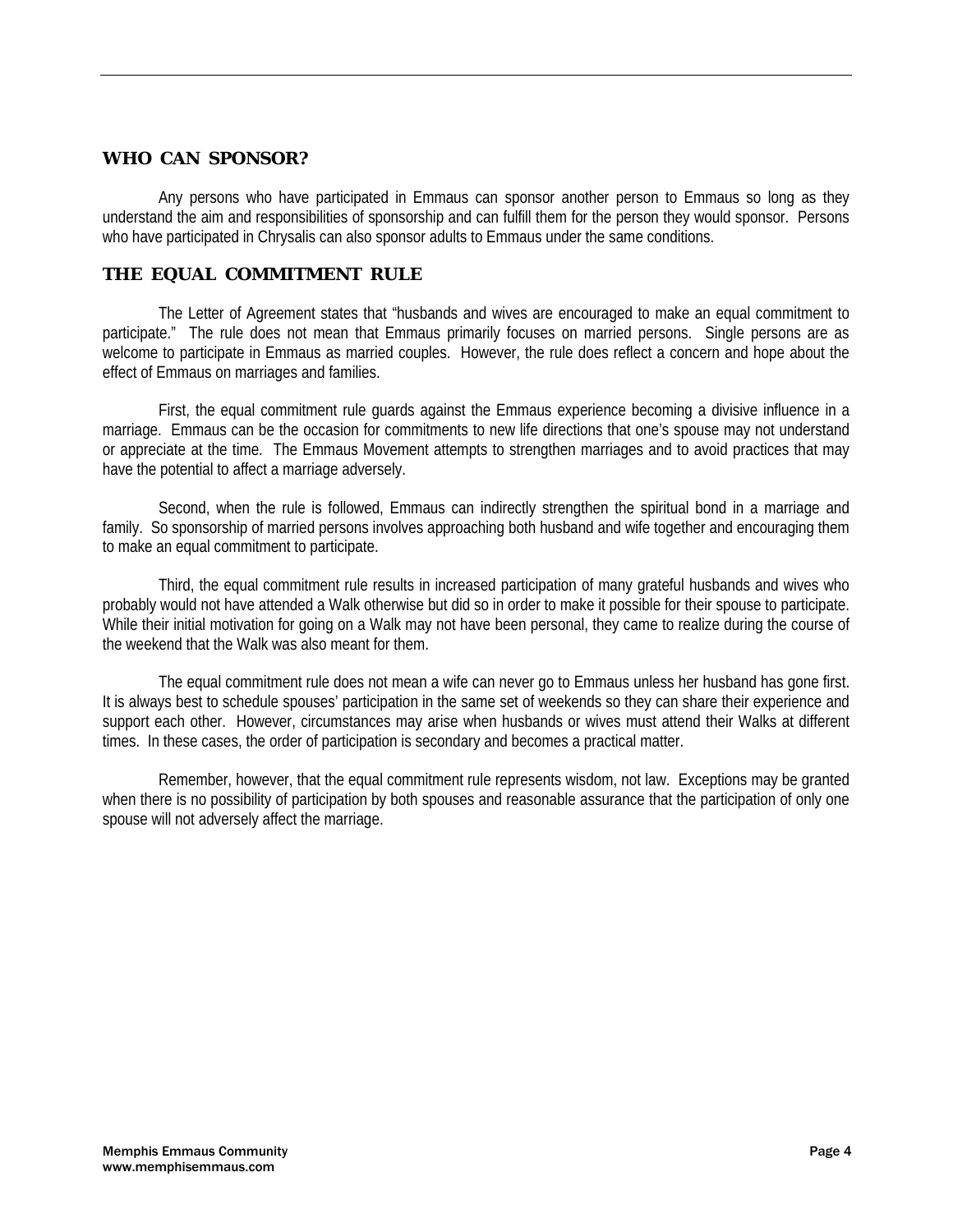## WHO CAN SPONSOR?

Any persons who have participated in Emmaus can sponsor another person to Emmaus so long as they understand the aim and responsibilities of sponsorship and can fulfill them for the person they would sponsor. Persons who have participated in Chrysalis can also sponsor adults to Emmaus under the same conditions.

## THE EQUAL COMMITMENT RULE

The Letter of Agreement states that "husbands and wives are encouraged to make an equal commitment to participate." The rule does not mean that Emmaus primarily focuses on married persons. Single persons are as welcome to participate in Emmaus as married couples. However, the rule does reflect a concern and hope about the effect of Emmaus on marriages and families.

First, the equal commitment rule guards against the Emmaus experience becoming a divisive influence in a marriage. Emmaus can be the occasion for commitments to new life directions that one's spouse may not understand or appreciate at the time. The Emmaus Movement attempts to strengthen marriages and to avoid practices that may have the potential to affect a marriage adversely.

Second, when the rule is followed, Emmaus can indirectly strengthen the spiritual bond in a marriage and family. So sponsorship of married persons involves approaching both husband and wife together and encouraging them to make an equal commitment to participate.

Third, the equal commitment rule results in increased participation of many grateful husbands and wives who probably would not have attended a Walk otherwise but did so in order to make it possible for their spouse to participate. While their initial motivation for going on a Walk may not have been personal, they came to realize during the course of the weekend that the Walk was also meant for them.

The equal commitment rule does not mean a wife can never go to Emmaus unless her husband has gone first. It is always best to schedule spouses' participation in the same set of weekends so they can share their experience and support each other. However, circumstances may arise when husbands or wives must attend their Walks at different times. In these cases, the order of participation is secondary and becomes a practical matter.

Remember, however, that the equal commitment rule represents wisdom, not law. Exceptions may be granted when there is no possibility of participation by both spouses and reasonable assurance that the participation of only one spouse will not adversely affect the marriage.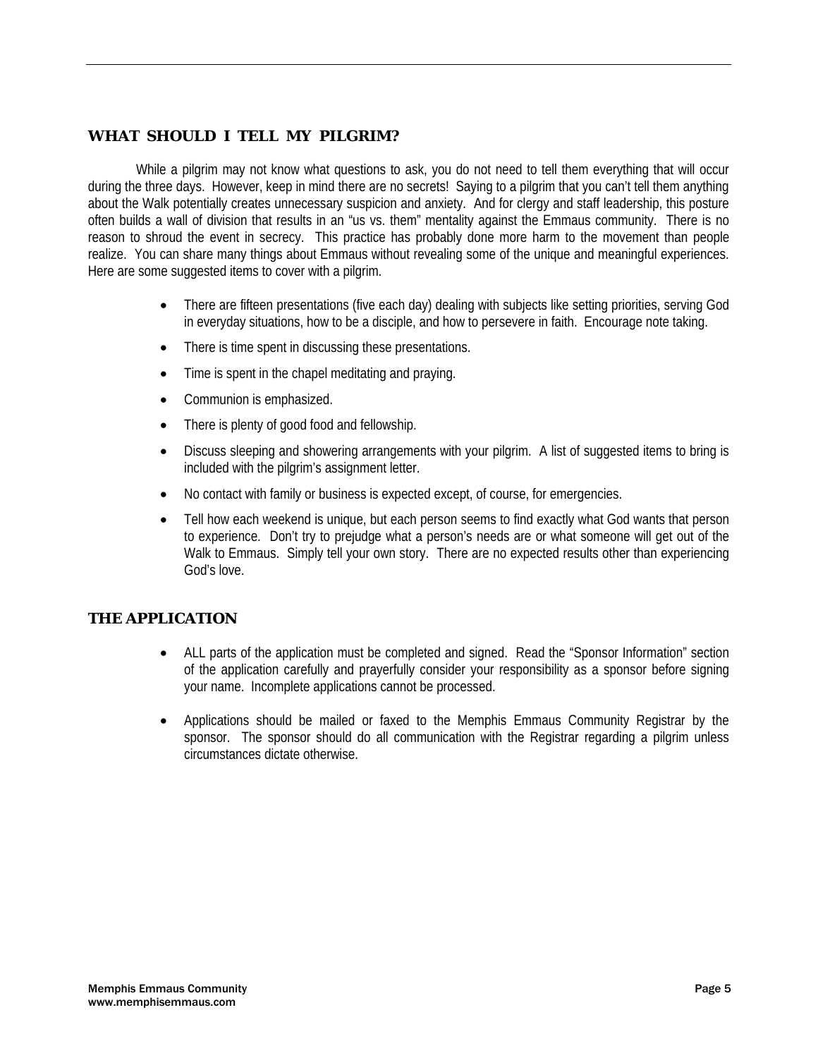## WHAT SHOULD I TELL MY PILGRIM?

While a pilgrim may not know what questions to ask, you do not need to tell them everything that will occur during the three days. However, keep in mind there are no secrets! Saying to a pilgrim that you can't tell them anything about the Walk potentially creates unnecessary suspicion and anxiety. And for clergy and staff leadership, this posture often builds a wall of division that results in an "us vs. them" mentality against the Emmaus community. There is no reason to shroud the event in secrecy. This practice has probably done more harm to the movement than people realize. You can share many things about Emmaus without revealing some of the unique and meaningful experiences. Here are some suggested items to cover with a pilgrim.

- There are fifteen presentations (five each day) dealing with subjects like setting priorities, serving God in everyday situations, how to be a disciple, and how to persevere in faith. Encourage note taking.
- There is time spent in discussing these presentations.
- Time is spent in the chapel meditating and praying.
- Communion is emphasized.
- There is plenty of good food and fellowship.
- Discuss sleeping and showering arrangements with your pilgrim. A list of suggested items to bring is included with the pilgrim's assignment letter.
- No contact with family or business is expected except, of course, for emergencies.
- Tell how each weekend is unique, but each person seems to find exactly what God wants that person to experience. Don't try to prejudge what a person's needs are or what someone will get out of the Walk to Emmaus. Simply tell your own story. There are no expected results other than experiencing God's love.

## THE APPLICATION

- ALL parts of the application must be completed and signed. Read the "Sponsor Information" section of the application carefully and prayerfully consider your responsibility as a sponsor before signing your name. Incomplete applications cannot be processed.
- Applications should be mailed or faxed to the Memphis Emmaus Community Registrar by the sponsor. The sponsor should do all communication with the Registrar regarding a pilgrim unless circumstances dictate otherwise.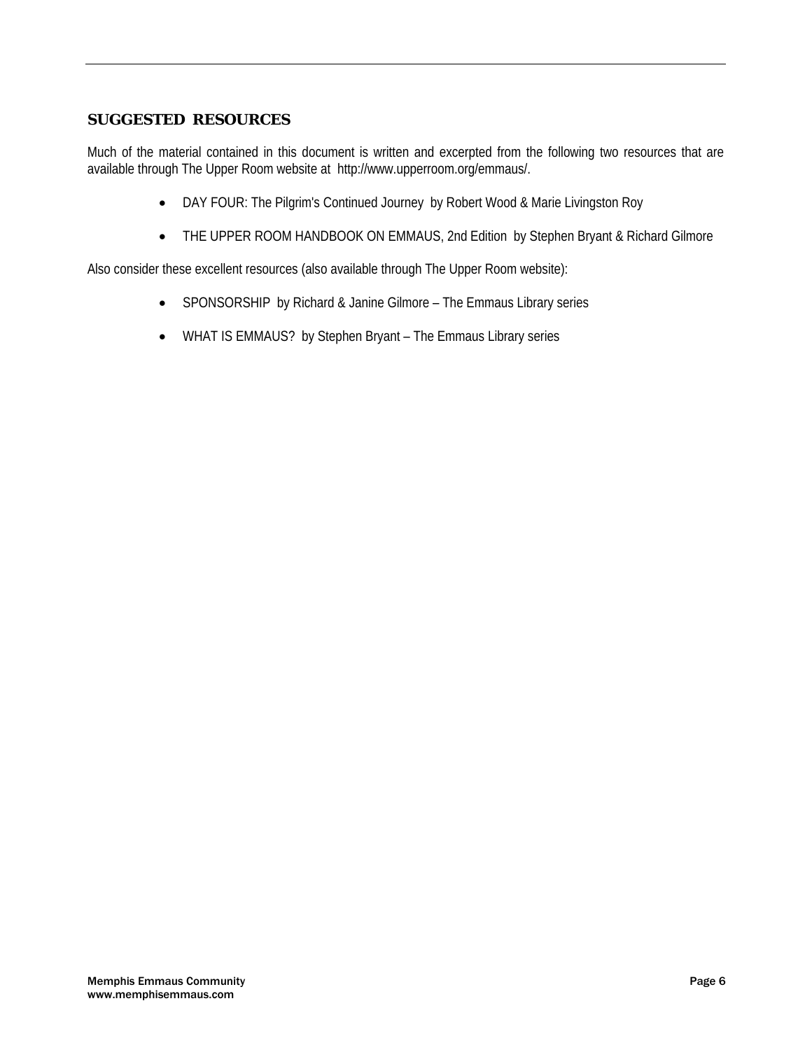## SUGGESTED RESOURCES

Much of the material contained in this document is written and excerpted from the following two resources that are available through The Upper Room website at http://www.upperroom.org/emmaus/.

- DAY FOUR: The Pilgrim's Continued Journey by Robert Wood & Marie Livingston Roy
- THE UPPER ROOM HANDBOOK ON EMMAUS, 2nd Edition by Stephen Bryant & Richard Gilmore

Also consider these excellent resources (also available through The Upper Room website):

- SPONSORSHIP by Richard & Janine Gilmore – The Emmaus Library series
- WHAT IS EMMAUS? by Stephen Bryant – The Emmaus Library series